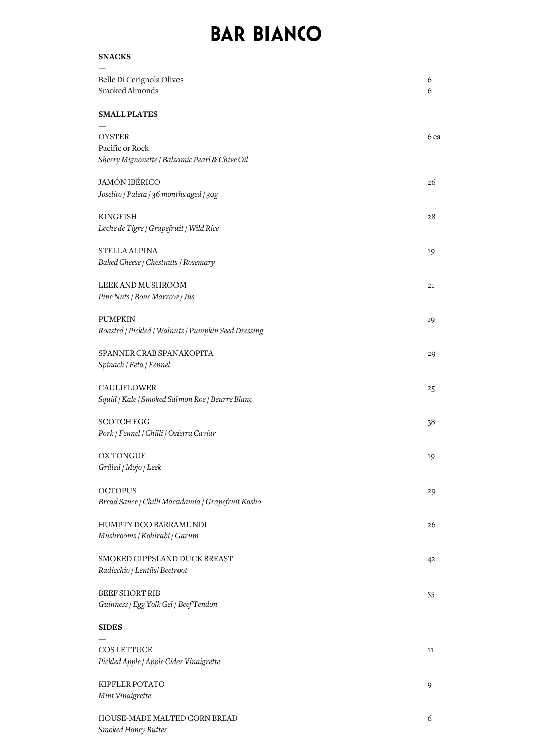# BAR BIANCO

**SNACKS**

—

Belle Di Cerignola Olives 6

Smoked Almonds 6

**SMALL PLATES**

—

OYSTER 6 ea
Pacific or Rock
*Sherry Mignonette | Balsamic Pearl & Chive Oil*

JAMÓN IBÉRICO 26
*Joselito | Paleta | 36 months aged | 30g*

KINGFISH 28
*Leche de Tigre | Grapefruit | Wild Rice*

STELLA ALPINA 19
*Baked Cheese | Chestnuts | Rosemary*

LEEK AND MUSHROOM 21
*Pine Nuts | Bone Marrow | Jus*

PUMPKIN 19
*Roasted | Pickled | Walnuts | Pumpkin Seed Dressing*

SPANNER CRAB SPANAKOPITA 29
*Spinach | Feta | Fennel*

CAULIFLOWER 25
*Squid | Kale | Smoked Salmon Roe | Beurre Blanc*

SCOTCH EGG 38
*Pork | Fennel | Chilli | Osietra Caviar*

OX TONGUE 19
*Grilled | Mojo | Leek*

OCTOPUS 29
*Bread Sauce | Chilli Macadamia | Grapefruit Kosho*

HUMPTY DOO BARRAMUNDI 26
*Mushrooms | Kohlrabi | Garum*

SMOKED GIPPSLAND DUCK BREAST 42
*Radicchio | Lentils| Beetroot*

BEEF SHORT RIB 55
*Guinness | Egg Yolk Gel | Beef Tendon*

**SIDES**

—

COS LETTUCE 11
*Pickled Apple | Apple Cider Vinaigrette*

KIPFLER POTATO 9
*Mint Vinaigrette*

HOUSE-MADE MALTED CORN BREAD 6
*Smoked Honey Butter*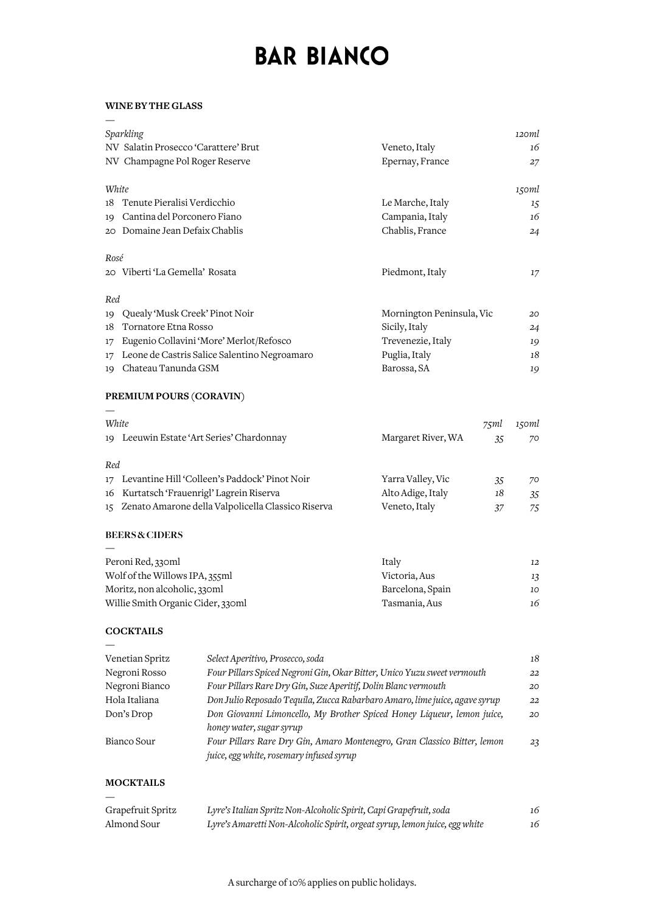# BAR BIANCO

## WINE BY THE GLASS

—

| | | |
|---|---|---|
| *Sparkling* | | *120ml* |
| NV Salatin Prosecco 'Carattere' Brut | Veneto, Italy | *16* |
| NV Champagne Pol Roger Reserve | Epernay, France | *27* |

| | | |
|---|---|---|
| *White* | | *150ml* |
| 18 Tenute Pieralisi Verdicchio | Le Marche, Italy | *15* |
| 19 Cantina del Porconero Fiano | Campania, Italy | *16* |
| 20 Domaine Jean Defaix Chablis | Chablis, France | *24* |

| | | |
|---|---|---|
| *Rosé* | | |
| 20 Viberti 'La Gemella' Rosata | Piedmont, Italy | *17* |

| | | |
|---|---|---|
| *Red* | | |
| 19 Quealy 'Musk Creek' Pinot Noir | Mornington Peninsula, Vic | *20* |
| 18 Tornatore Etna Rosso | Sicily, Italy | *24* |
| 17 Eugenio Collavini 'More' Merlot/Refosco | Trevenezie, Italy | *19* |
| 17 Leone de Castris Salice Salentino Negroamaro | Puglia, Italy | *18* |
| 19 Chateau Tanunda GSM | Barossa, SA | *19* |

## PREMIUM POURS (CORAVIN)

—

| | | | |
|---|---|---|---|
| *White* | | *75ml* | *150ml* |
| 19 Leeuwin Estate 'Art Series' Chardonnay | Margaret River, WA | *35* | *70* |
| *Red* | | | |
| 17 Levantine Hill 'Colleen's Paddock' Pinot Noir | Yarra Valley, Vic | *35* | *70* |
| 16 Kurtatsch 'Frauenrigl' Lagrein Riserva | Alto Adige, Italy | *18* | *35* |
| 15 Zenato Amarone della Valpolicella Classico Riserva | Veneto, Italy | *37* | *75* |

## BEERS & CIDERS

—

| | | |
|---|---|---|
| Peroni Red, 330ml | Italy | *12* |
| Wolf of the Willows IPA, 355ml | Victoria, Aus | *13* |
| Moritz, non alcoholic, 330ml | Barcelona, Spain | *10* |
| Willie Smith Organic Cider, 330ml | Tasmania, Aus | *16* |

## COCKTAILS

—

| | | |
|---|---|---|
| Venetian Spritz | *Select Aperitivo, Prosecco, soda* | *18* |
| Negroni Rosso | *Four Pillars Spiced Negroni Gin, Okar Bitter, Unico Yuzu sweet vermouth* | *22* |
| Negroni Bianco | *Four Pillars Rare Dry Gin, Suze Aperitif, Dolin Blanc vermouth* | *20* |
| Hola Italiana | *Don Julio Reposado Tequila, Zucca Rabarbaro Amaro, lime juice, agave syrup* | *22* |
| Don's Drop | *Don Giovanni Limoncello, My Brother Spiced Honey Liqueur, lemon juice, honey water, sugar syrup* | *20* |
| Bianco Sour | *Four Pillars Rare Dry Gin, Amaro Montenegro, Gran Classico Bitter, lemon juice, egg white, rosemary infused syrup* | *23* |

## MOCKTAILS

—

| | | |
|---|---|---|
| Grapefruit Spritz | *Lyre's Italian Spritz Non-Alcoholic Spirit, Capi Grapefruit, soda* | *16* |
| Almond Sour | *Lyre's Amaretti Non-Alcoholic Spirit, orgeat syrup, lemon juice, egg white* | *16* |

A surcharge of 10% applies on public holidays.